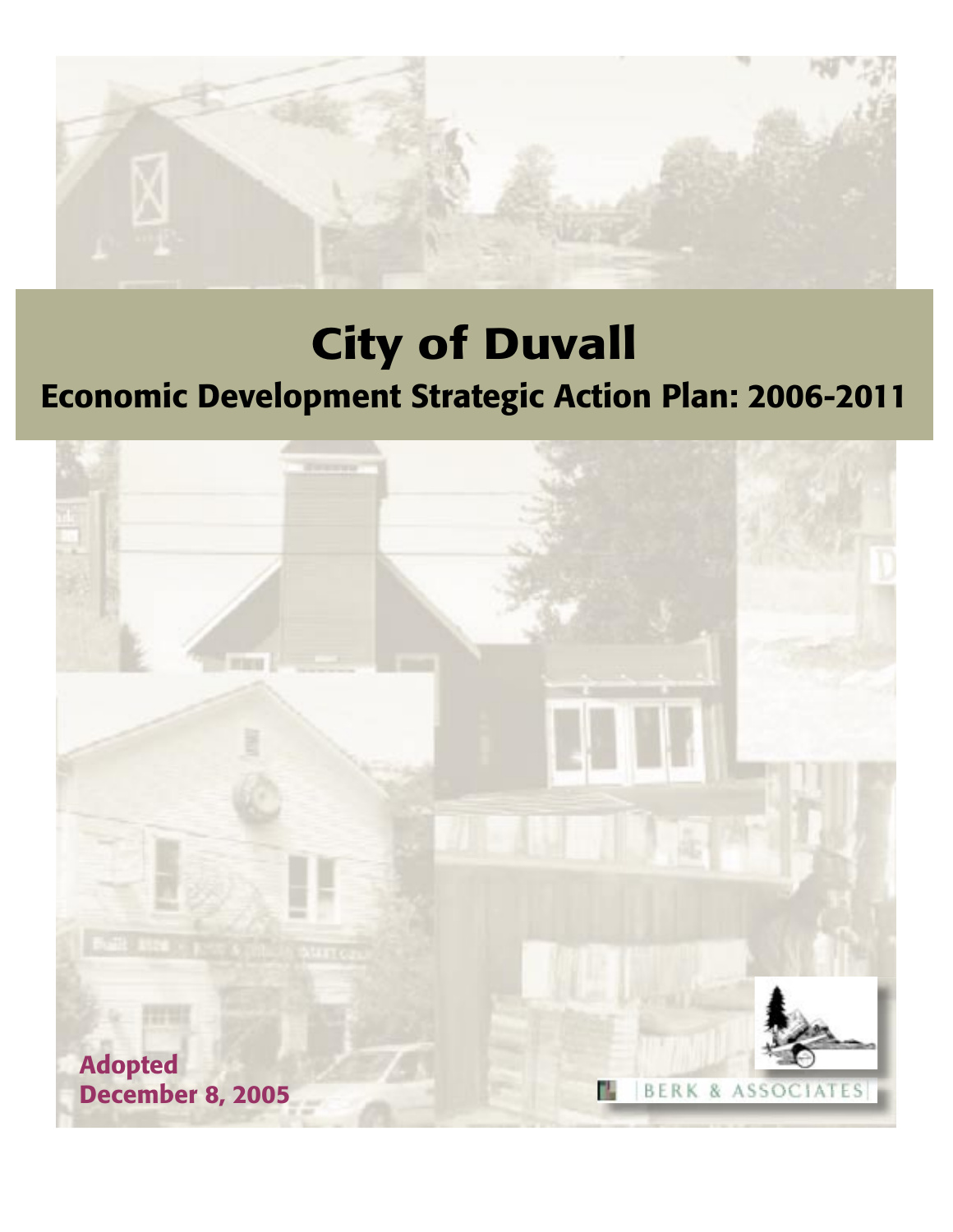# City of Duvall

## Economic Development Strategic Action Plan: 2006-2011

**Adopted**
**December 8, 2005**

BERK & ASSOCIATES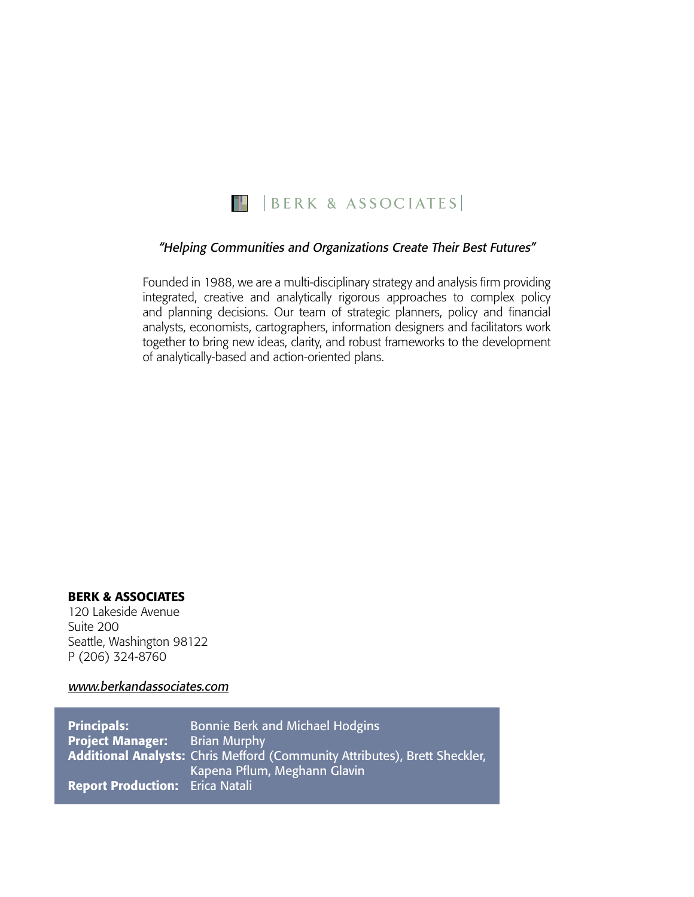# BERK & ASSOCIATES

*"Helping Communities and Organizations Create Their Best Futures"*

Founded in 1988, we are a multi-disciplinary strategy and analysis firm providing integrated, creative and analytically rigorous approaches to complex policy and planning decisions. Our team of strategic planners, policy and financial analysts, economists, cartographers, information designers and facilitators work together to bring new ideas, clarity, and robust frameworks to the development of analytically-based and action-oriented plans.

**BERK & ASSOCIATES**
120 Lakeside Avenue
Suite 200
Seattle, Washington 98122
P (206) 324-8760

*www.berkandassociates.com*

**Principals:** Bonnie Berk and Michael Hodgins
**Project Manager:** Brian Murphy
**Additional Analysts:** Chris Mefford (Community Attributes), Brett Sheckler, Kapena Pflum, Meghann Glavin
**Report Production:** Erica Natali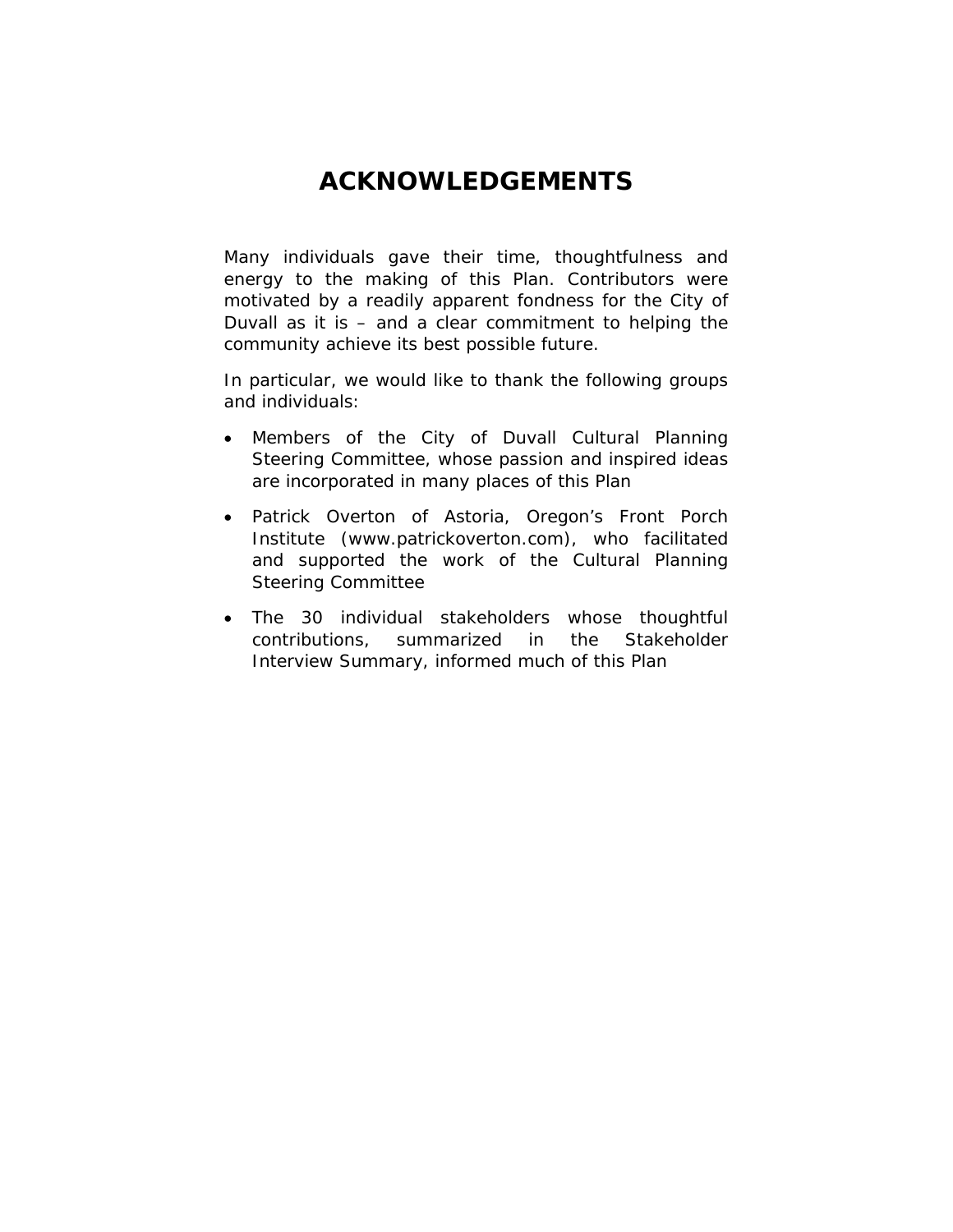# ACKNOWLEDGEMENTS

Many individuals gave their time, thoughtfulness and energy to the making of this Plan. Contributors were motivated by a readily apparent fondness for the City of Duvall as it is – and a clear commitment to helping the community achieve its best possible future.

In particular, we would like to thank the following groups and individuals:

- Members of the City of Duvall Cultural Planning Steering Committee, whose passion and inspired ideas are incorporated in many places of this Plan
- Patrick Overton of Astoria, Oregon's Front Porch Institute (www.patrickoverton.com), who facilitated and supported the work of the Cultural Planning Steering Committee
- The 30 individual stakeholders whose thoughtful contributions, summarized in the Stakeholder Interview Summary, informed much of this Plan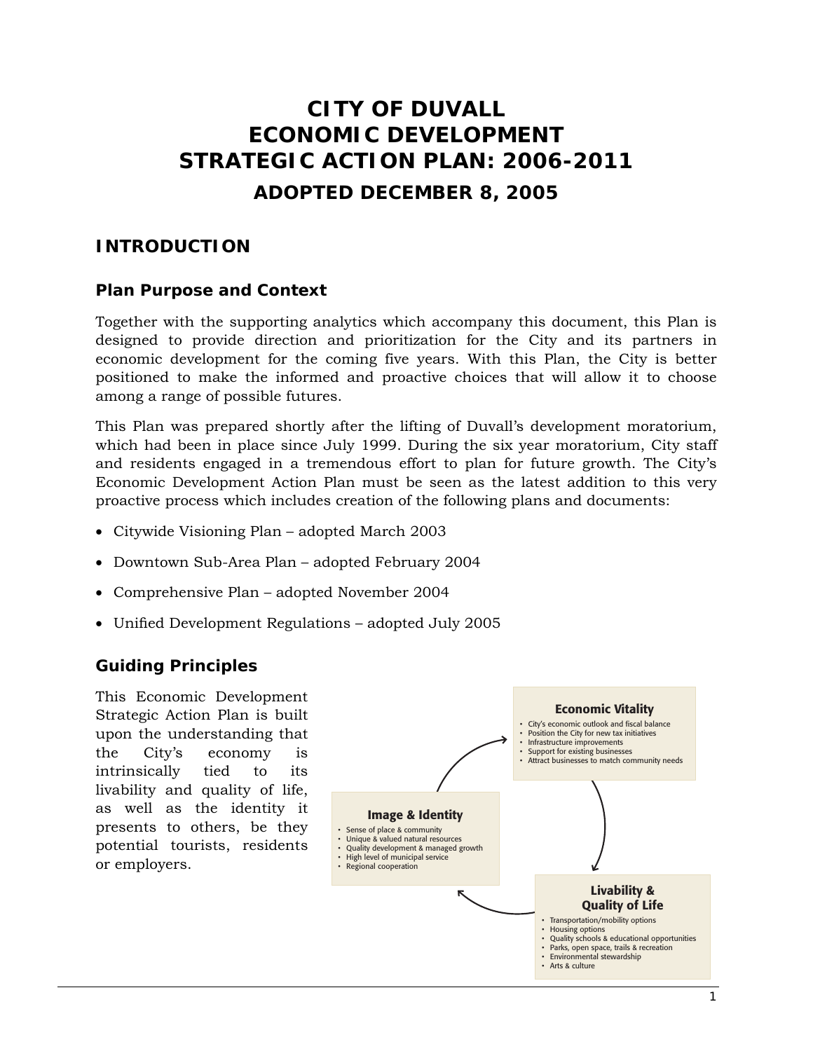# CITY OF DUVALL ECONOMIC DEVELOPMENT STRATEGIC ACTION PLAN: 2006-2011

## ADOPTED DECEMBER 8, 2005

## INTRODUCTION

### Plan Purpose and Context

Together with the supporting analytics which accompany this document, this Plan is designed to provide direction and prioritization for the City and its partners in economic development for the coming five years. With this Plan, the City is better positioned to make the informed and proactive choices that will allow it to choose among a range of possible futures.

This Plan was prepared shortly after the lifting of Duvall's development moratorium, which had been in place since July 1999. During the six year moratorium, City staff and residents engaged in a tremendous effort to plan for future growth. The City's Economic Development Action Plan must be seen as the latest addition to this very proactive process which includes creation of the following plans and documents:

- Citywide Visioning Plan – adopted March 2003
- Downtown Sub-Area Plan – adopted February 2004
- Comprehensive Plan – adopted November 2004
- Unified Development Regulations – adopted July 2005

### Guiding Principles

This Economic Development Strategic Action Plan is built upon the understanding that the City's economy is intrinsically tied to its livability and quality of life, as well as the identity it presents to others, be they potential tourists, residents or employers.

**Economic Vitality**
- City's economic outlook and fiscal balance
- Position the City for new tax initiatives
- Infrastructure improvements
- Support for existing businesses
- Attract businesses to match community needs

**Livability & Quality of Life**
- Transportation/mobility options
- Housing options
- Quality schools & educational opportunities
- Parks, open space, trails & recreation
- Environmental stewardship
- Arts & culture

**Image & Identity**
- Sense of place & community
- Unique & valued natural resources
- Quality development & managed growth
- High level of municipal service
- Regional cooperation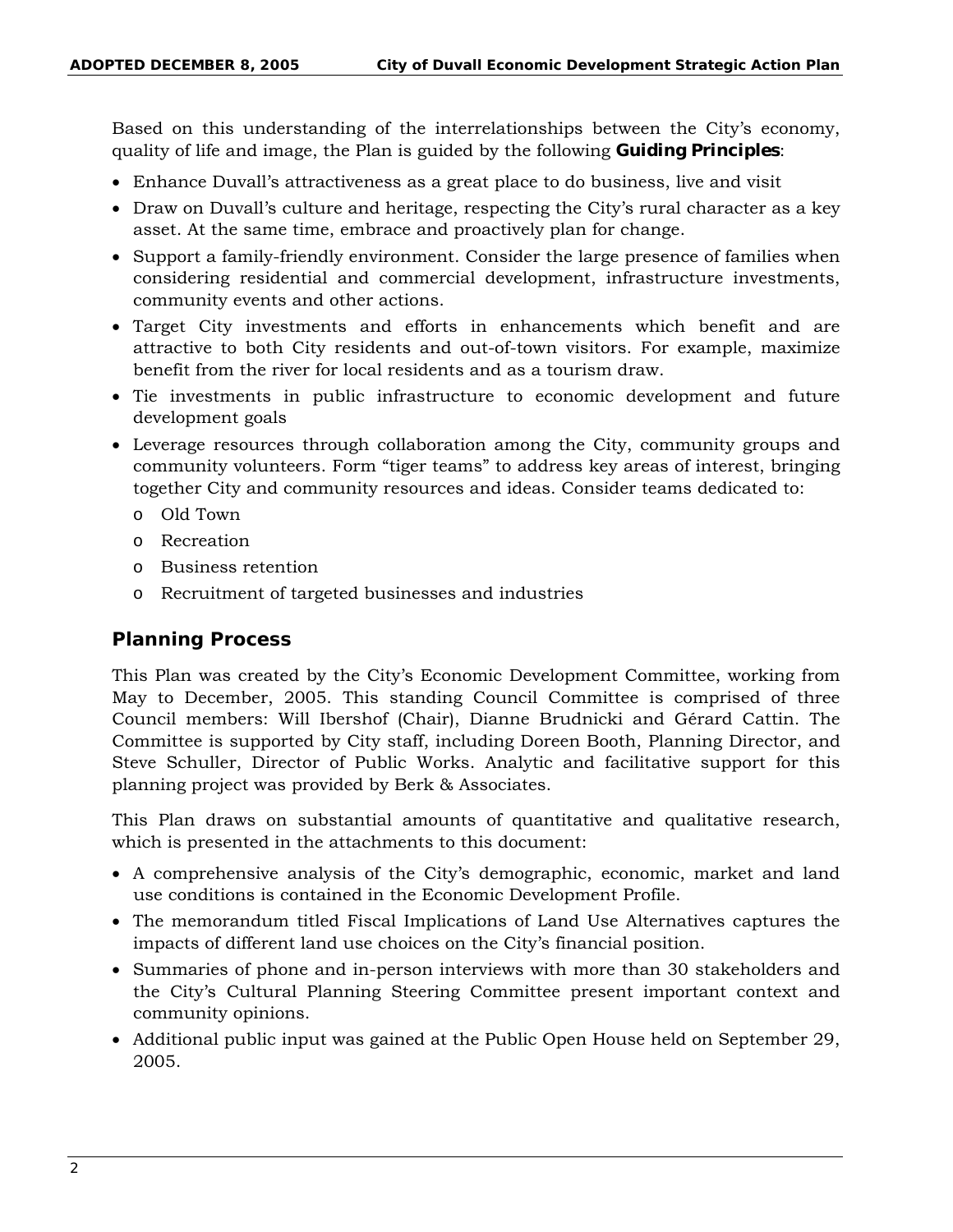Based on this understanding of the interrelationships between the City's economy, quality of life and image, the Plan is guided by the following **Guiding Principles**:

- Enhance Duvall's attractiveness as a great place to do business, live and visit
- Draw on Duvall's culture and heritage, respecting the City's rural character as a key asset. At the same time, embrace and proactively plan for change.
- Support a family-friendly environment. Consider the large presence of families when considering residential and commercial development, infrastructure investments, community events and other actions.
- Target City investments and efforts in enhancements which benefit and are attractive to both City residents and out-of-town visitors. For example, maximize benefit from the river for local residents and as a tourism draw.
- Tie investments in public infrastructure to economic development and future development goals
- Leverage resources through collaboration among the City, community groups and community volunteers. Form "tiger teams" to address key areas of interest, bringing together City and community resources and ideas. Consider teams dedicated to:
  - Old Town
  - Recreation
  - Business retention
  - Recruitment of targeted businesses and industries

## Planning Process

This Plan was created by the City's Economic Development Committee, working from May to December, 2005. This standing Council Committee is comprised of three Council members: Will Ibershof (Chair), Dianne Brudnicki and Gérard Cattin. The Committee is supported by City staff, including Doreen Booth, Planning Director, and Steve Schuller, Director of Public Works. Analytic and facilitative support for this planning project was provided by Berk & Associates.

This Plan draws on substantial amounts of quantitative and qualitative research, which is presented in the attachments to this document:

- A comprehensive analysis of the City's demographic, economic, market and land use conditions is contained in the Economic Development Profile.
- The memorandum titled Fiscal Implications of Land Use Alternatives captures the impacts of different land use choices on the City's financial position.
- Summaries of phone and in-person interviews with more than 30 stakeholders and the City's Cultural Planning Steering Committee present important context and community opinions.
- Additional public input was gained at the Public Open House held on September 29, 2005.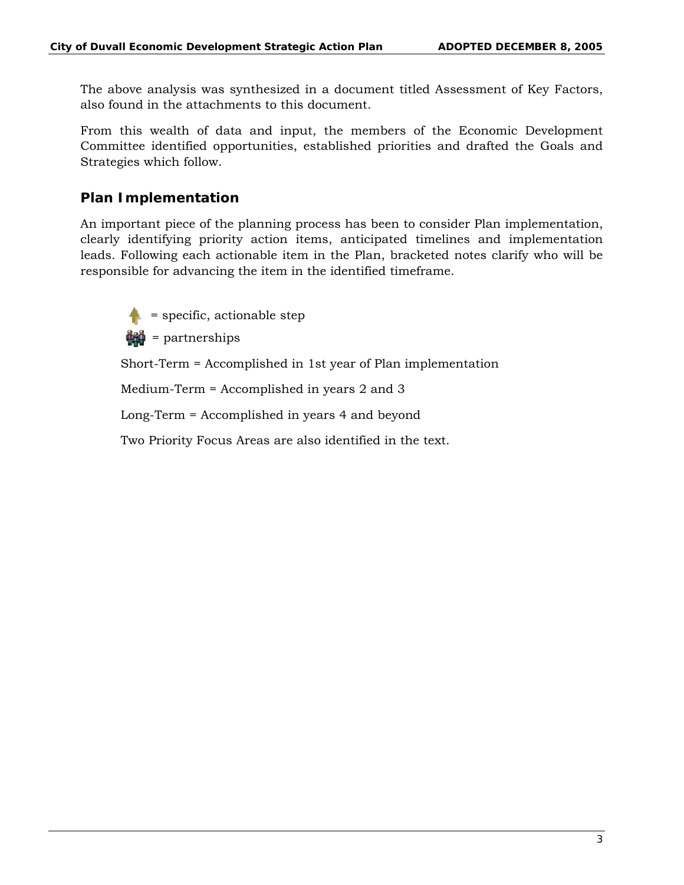The above analysis was synthesized in a document titled Assessment of Key Factors, also found in the attachments to this document.

From this wealth of data and input, the members of the Economic Development Committee identified opportunities, established priorities and drafted the Goals and Strategies which follow.

## Plan Implementation

An important piece of the planning process has been to consider Plan implementation, clearly identifying priority action items, anticipated timelines and implementation leads. Following each actionable item in the Plan, bracketed notes clarify who will be responsible for advancing the item in the identified timeframe.

= specific, actionable step

= partnerships

Short-Term = Accomplished in 1st year of Plan implementation

Medium-Term = Accomplished in years 2 and 3

Long-Term = Accomplished in years 4 and beyond

Two Priority Focus Areas are also identified in the text.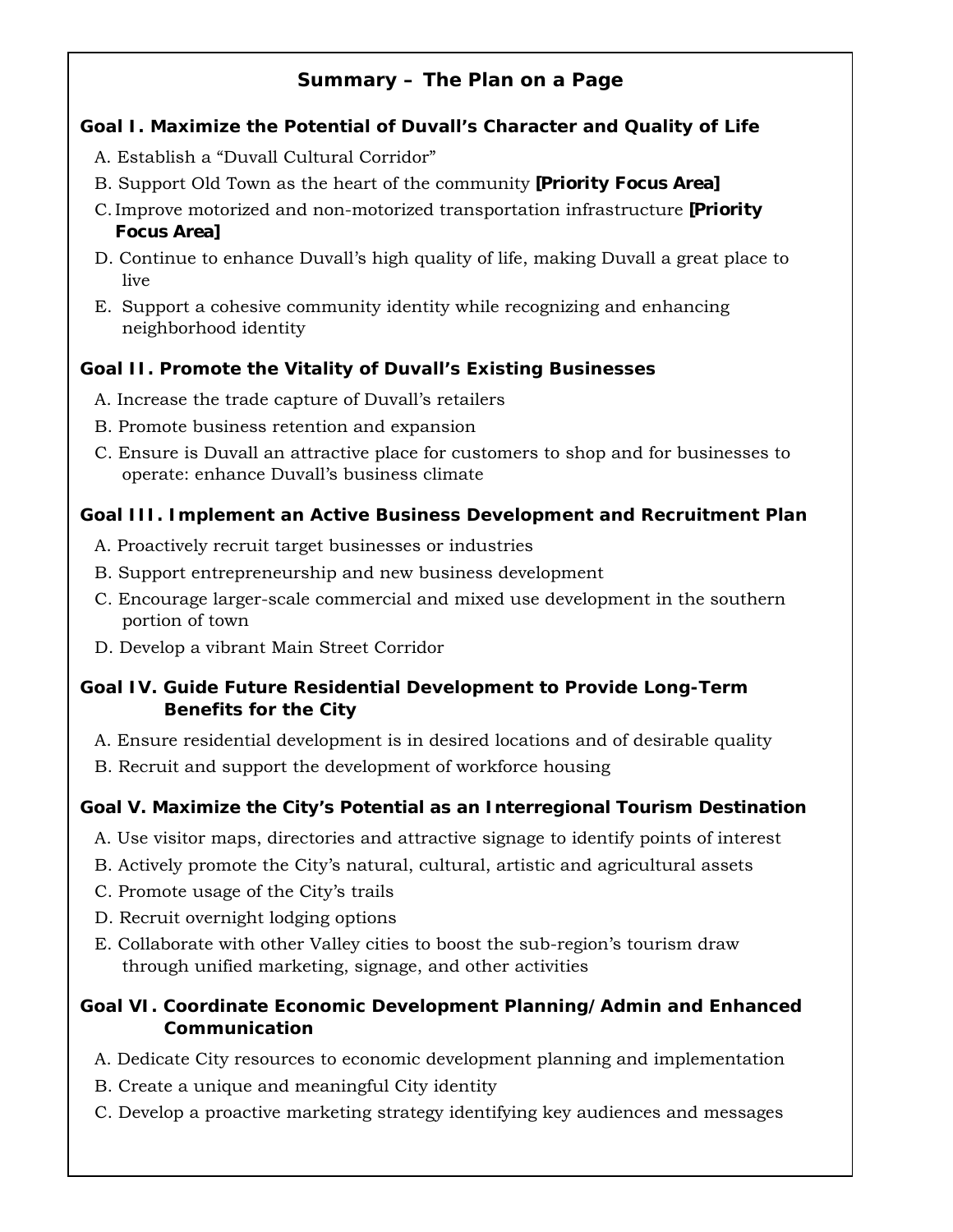# Summary – The Plan on a Page

### Goal I. Maximize the Potential of Duvall's Character and Quality of Life

A. Establish a "Duvall Cultural Corridor"

B. Support Old Town as the heart of the community **[Priority Focus Area]**

C. Improve motorized and non-motorized transportation infrastructure **[Priority Focus Area]**

D. Continue to enhance Duvall's high quality of life, making Duvall a great place to live

E. Support a cohesive community identity while recognizing and enhancing neighborhood identity

### Goal II. Promote the Vitality of Duvall's Existing Businesses

A. Increase the trade capture of Duvall's retailers

B. Promote business retention and expansion

C. Ensure is Duvall an attractive place for customers to shop and for businesses to operate: enhance Duvall's business climate

### Goal III. Implement an Active Business Development and Recruitment Plan

A. Proactively recruit target businesses or industries

B. Support entrepreneurship and new business development

C. Encourage larger-scale commercial and mixed use development in the southern portion of town

D. Develop a vibrant Main Street Corridor

### Goal IV. Guide Future Residential Development to Provide Long-Term Benefits for the City

A. Ensure residential development is in desired locations and of desirable quality

B. Recruit and support the development of workforce housing

### Goal V. Maximize the City's Potential as an Interregional Tourism Destination

A. Use visitor maps, directories and attractive signage to identify points of interest

B. Actively promote the City's natural, cultural, artistic and agricultural assets

C. Promote usage of the City's trails

D. Recruit overnight lodging options

E. Collaborate with other Valley cities to boost the sub-region's tourism draw through unified marketing, signage, and other activities

### Goal VI. Coordinate Economic Development Planning/Admin and Enhanced Communication

A. Dedicate City resources to economic development planning and implementation

B. Create a unique and meaningful City identity

C. Develop a proactive marketing strategy identifying key audiences and messages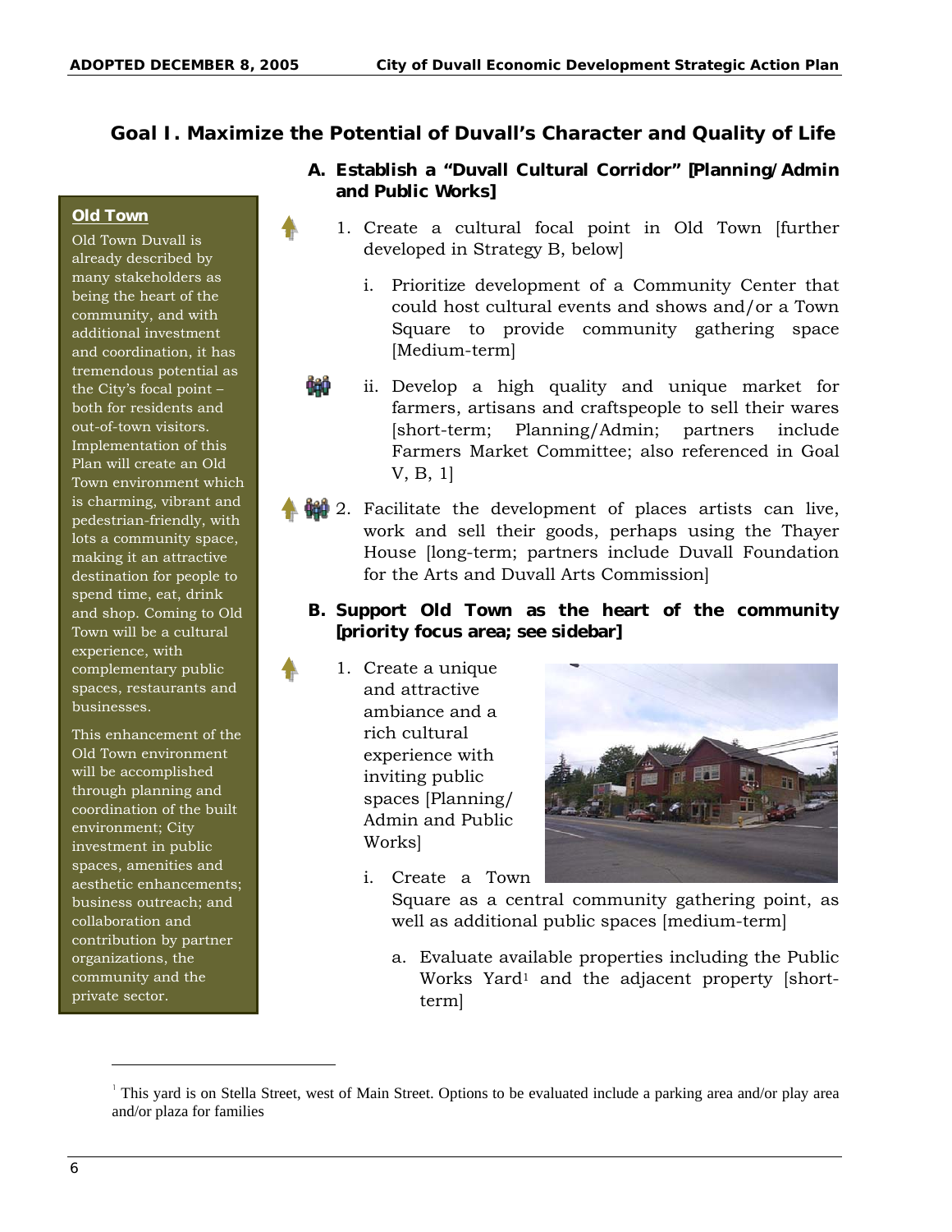## Goal I. Maximize the Potential of Duvall's Character and Quality of Life

### A. Establish a "Duvall Cultural Corridor" [Planning/Admin and Public Works]

1. Create a cultural focal point in Old Town [further developed in Strategy B, below]

   i. Prioritize development of a Community Center that could host cultural events and shows and/or a Town Square to provide community gathering space [Medium-term]

   ii. Develop a high quality and unique market for farmers, artisans and craftspeople to sell their wares [short-term; Planning/Admin; partners include Farmers Market Committee; also referenced in Goal V, B, 1]

2. Facilitate the development of places artists can live, work and sell their goods, perhaps using the Thayer House [long-term; partners include Duvall Foundation for the Arts and Duvall Arts Commission]

### B. Support Old Town as the heart of the community [priority focus area; see sidebar]

1. Create a unique and attractive ambiance and a rich cultural experience with inviting public spaces [Planning/Admin and Public Works]

   i. Create a Town Square as a central community gathering point, as well as additional public spaces [medium-term]

      a. Evaluate available properties including the Public Works Yard[1] and the adjacent property [short-term]

**Old Town**

Old Town Duvall is already described by many stakeholders as being the heart of the community, and with additional investment and coordination, it has tremendous potential as the City's focal point – both for residents and out-of-town visitors. Implementation of this Plan will create an Old Town environment which is charming, vibrant and pedestrian-friendly, with lots a community space, making it an attractive destination for people to spend time, eat, drink and shop. Coming to Old Town will be a cultural experience, with complementary public spaces, restaurants and businesses.

This enhancement of the Old Town environment will be accomplished through planning and coordination of the built environment; City investment in public spaces, amenities and aesthetic enhancements; business outreach; and collaboration and contribution by partner organizations, the community and the private sector.

---

[1] This yard is on Stella Street, west of Main Street. Options to be evaluated include a parking area and/or play area and/or plaza for families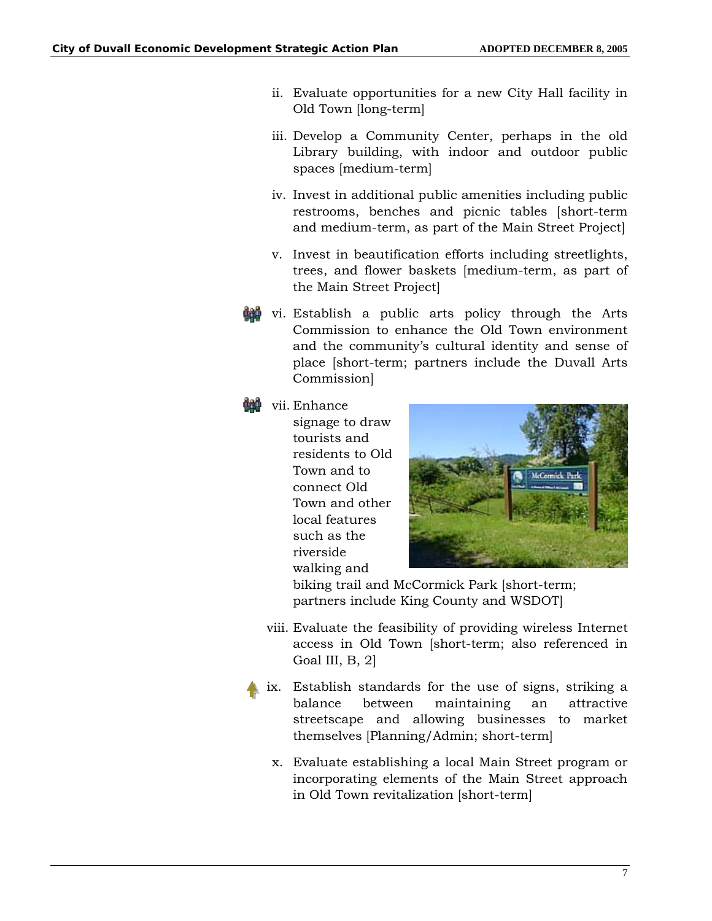ii. Evaluate opportunities for a new City Hall facility in Old Town [long-term]

iii. Develop a Community Center, perhaps in the old Library building, with indoor and outdoor public spaces [medium-term]

iv. Invest in additional public amenities including public restrooms, benches and picnic tables [short-term and medium-term, as part of the Main Street Project]

v. Invest in beautification efforts including streetlights, trees, and flower baskets [medium-term, as part of the Main Street Project]

vi. Establish a public arts policy through the Arts Commission to enhance the Old Town environment and the community's cultural identity and sense of place [short-term; partners include the Duvall Arts Commission]

vii. Enhance signage to draw tourists and residents to Old Town and to connect Old Town and other local features such as the riverside walking and biking trail and McCormick Park [short-term; partners include King County and WSDOT]

viii. Evaluate the feasibility of providing wireless Internet access in Old Town [short-term; also referenced in Goal III, B, 2]

ix. Establish standards for the use of signs, striking a balance between maintaining an attractive streetscape and allowing businesses to market themselves [Planning/Admin; short-term]

x. Evaluate establishing a local Main Street program or incorporating elements of the Main Street approach in Old Town revitalization [short-term]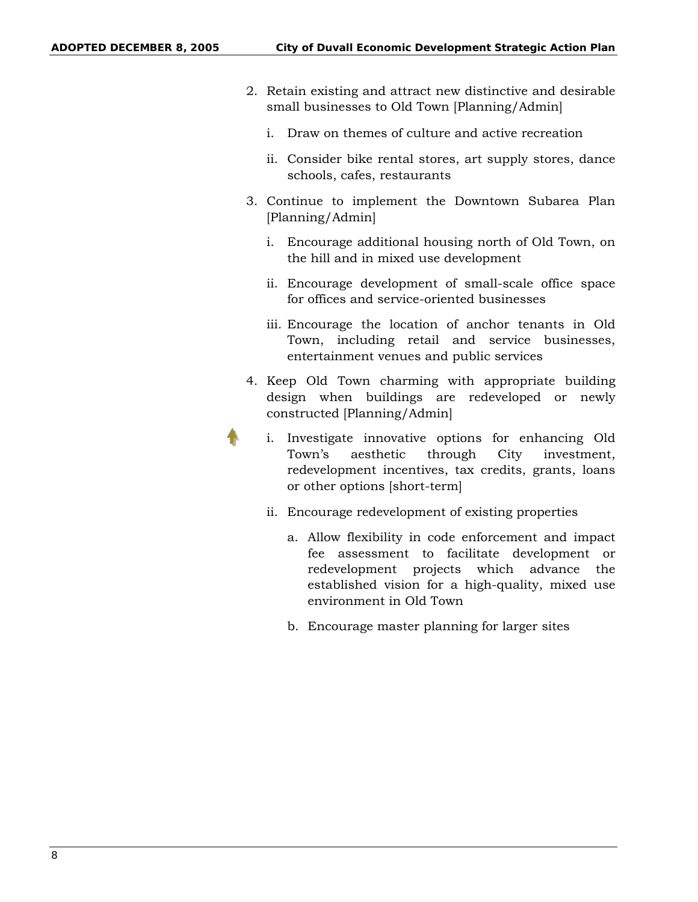2. Retain existing and attract new distinctive and desirable small businesses to Old Town [Planning/Admin]

   i. Draw on themes of culture and active recreation

   ii. Consider bike rental stores, art supply stores, dance schools, cafes, restaurants

3. Continue to implement the Downtown Subarea Plan [Planning/Admin]

   i. Encourage additional housing north of Old Town, on the hill and in mixed use development

   ii. Encourage development of small-scale office space for offices and service-oriented businesses

   iii. Encourage the location of anchor tenants in Old Town, including retail and service businesses, entertainment venues and public services

4. Keep Old Town charming with appropriate building design when buildings are redeveloped or newly constructed [Planning/Admin]

   i. Investigate innovative options for enhancing Old Town's aesthetic through City investment, redevelopment incentives, tax credits, grants, loans or other options [short-term]

   ii. Encourage redevelopment of existing properties

      a. Allow flexibility in code enforcement and impact fee assessment to facilitate development or redevelopment projects which advance the established vision for a high-quality, mixed use environment in Old Town

      b. Encourage master planning for larger sites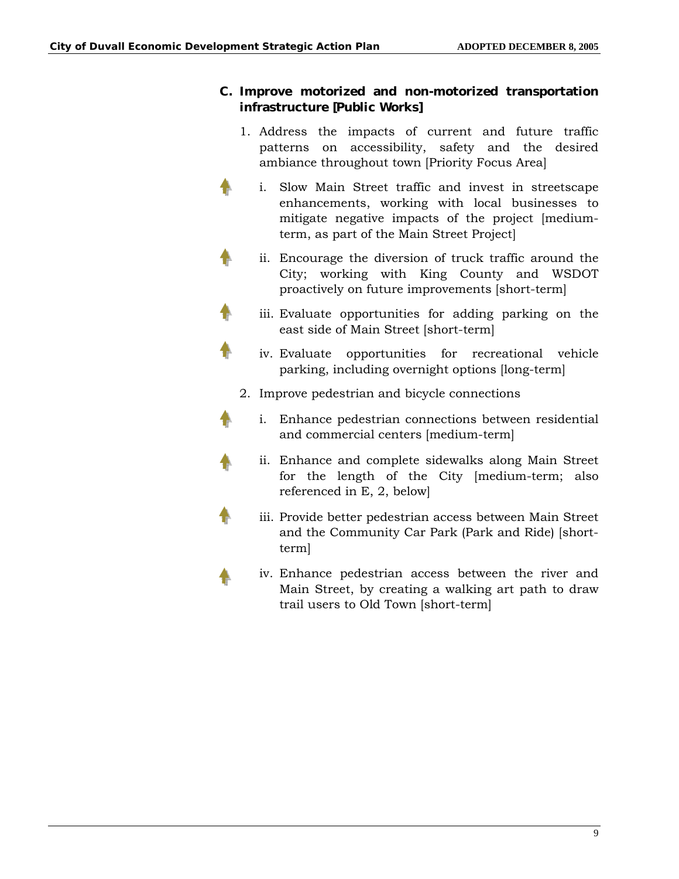### C. Improve motorized and non-motorized transportation infrastructure [Public Works]

1. Address the impacts of current and future traffic patterns on accessibility, safety and the desired ambiance throughout town [Priority Focus Area]

   i. Slow Main Street traffic and invest in streetscape enhancements, working with local businesses to mitigate negative impacts of the project [medium-term, as part of the Main Street Project]

   ii. Encourage the diversion of truck traffic around the City; working with King County and WSDOT proactively on future improvements [short-term]

   iii. Evaluate opportunities for adding parking on the east side of Main Street [short-term]

   iv. Evaluate opportunities for recreational vehicle parking, including overnight options [long-term]

2. Improve pedestrian and bicycle connections

   i. Enhance pedestrian connections between residential and commercial centers [medium-term]

   ii. Enhance and complete sidewalks along Main Street for the length of the City [medium-term; also referenced in E, 2, below]

   iii. Provide better pedestrian access between Main Street and the Community Car Park (Park and Ride) [short-term]

   iv. Enhance pedestrian access between the river and Main Street, by creating a walking art path to draw trail users to Old Town [short-term]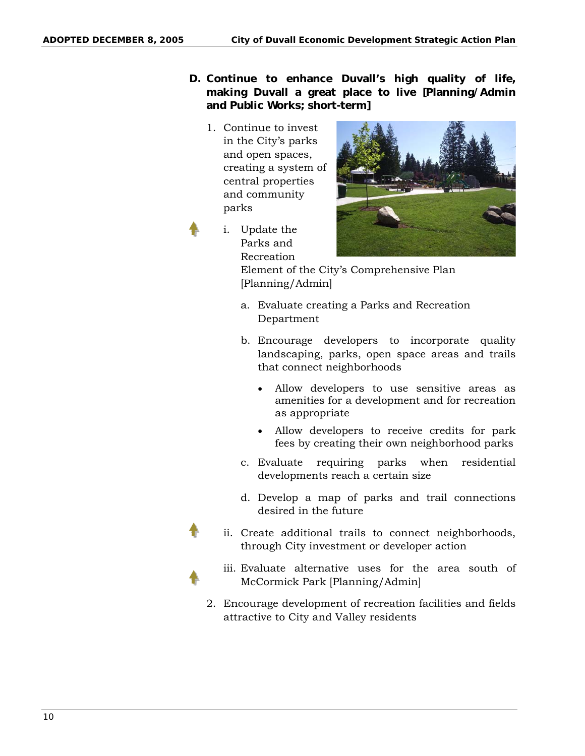**D. Continue to enhance Duvall's high quality of life, making Duvall a great place to live [Planning/Admin and Public Works; short-term]**

1. Continue to invest in the City's parks and open spaces, creating a system of central properties and community parks

   i. Update the Parks and Recreation Element of the City's Comprehensive Plan [Planning/Admin]

      a. Evaluate creating a Parks and Recreation Department

      b. Encourage developers to incorporate quality landscaping, parks, open space areas and trails that connect neighborhoods

         - Allow developers to use sensitive areas as amenities for a development and for recreation as appropriate
         - Allow developers to receive credits for park fees by creating their own neighborhood parks

      c. Evaluate requiring parks when residential developments reach a certain size

      d. Develop a map of parks and trail connections desired in the future

   ii. Create additional trails to connect neighborhoods, through City investment or developer action

   iii. Evaluate alternative uses for the area south of McCormick Park [Planning/Admin]

2. Encourage development of recreation facilities and fields attractive to City and Valley residents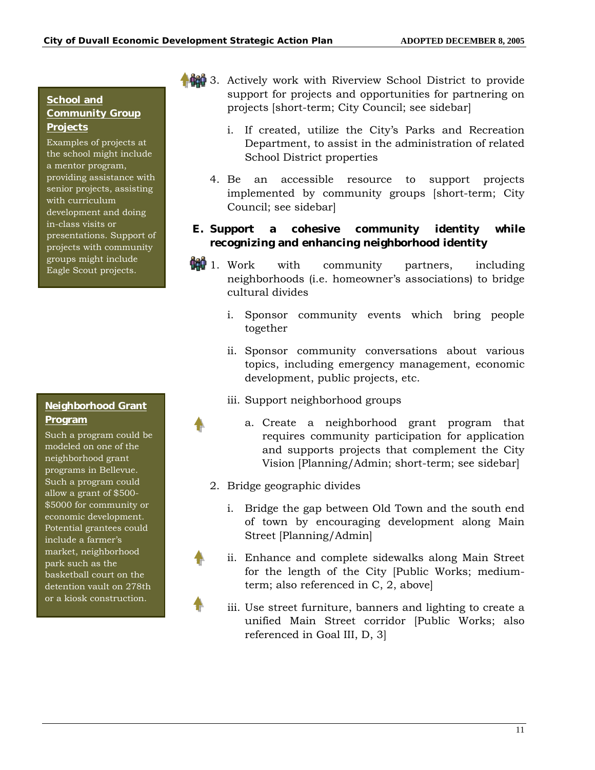3. Actively work with Riverview School District to provide support for projects and opportunities for partnering on projects [short-term; City Council; see sidebar]

   i. If created, utilize the City's Parks and Recreation Department, to assist in the administration of related School District properties

4. Be an accessible resource to support projects implemented by community groups [short-term; City Council; see sidebar]

> **School and Community Group Projects**
>
> Examples of projects at the school might include a mentor program, providing assistance with senior projects, assisting with curriculum development and doing in-class visits or presentations. Support of projects with community groups might include Eagle Scout projects.

**E. Support a cohesive community identity while recognizing and enhancing neighborhood identity**

1. Work with community partners, including neighborhoods (i.e. homeowner's associations) to bridge cultural divides

   i. Sponsor community events which bring people together

   ii. Sponsor community conversations about various topics, including emergency management, economic development, public projects, etc.

   iii. Support neighborhood groups

      a. Create a neighborhood grant program that requires community participation for application and supports projects that complement the City Vision [Planning/Admin; short-term; see sidebar]

> **Neighborhood Grant Program**
>
> Such a program could be modeled on one of the neighborhood grant programs in Bellevue. Such a program could allow a grant of $500-$5000 for community or economic development. Potential grantees could include a farmer's market, neighborhood park such as the basketball court on the detention vault on 278th or a kiosk construction.

2. Bridge geographic divides

   i. Bridge the gap between Old Town and the south end of town by encouraging development along Main Street [Planning/Admin]

   ii. Enhance and complete sidewalks along Main Street for the length of the City [Public Works; medium-term; also referenced in C, 2, above]

   iii. Use street furniture, banners and lighting to create a unified Main Street corridor [Public Works; also referenced in Goal III, D, 3]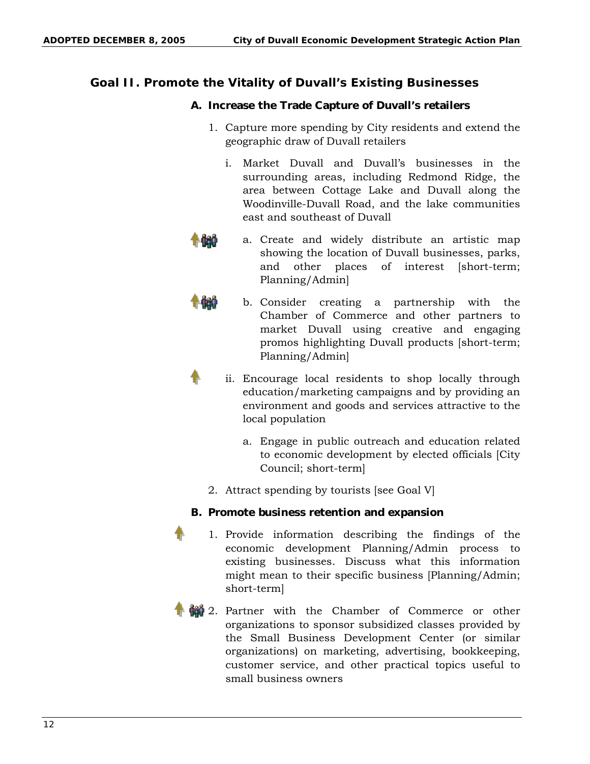## Goal II. Promote the Vitality of Duvall's Existing Businesses

### A. Increase the Trade Capture of Duvall's retailers

1. Capture more spending by City residents and extend the geographic draw of Duvall retailers

   i. Market Duvall and Duvall's businesses in the surrounding areas, including Redmond Ridge, the area between Cottage Lake and Duvall along the Woodinville-Duvall Road, and the lake communities east and southeast of Duvall

      a. Create and widely distribute an artistic map showing the location of Duvall businesses, parks, and other places of interest [short-term; Planning/Admin]

      b. Consider creating a partnership with the Chamber of Commerce and other partners to market Duvall using creative and engaging promos highlighting Duvall products [short-term; Planning/Admin]

   ii. Encourage local residents to shop locally through education/marketing campaigns and by providing an environment and goods and services attractive to the local population

      a. Engage in public outreach and education related to economic development by elected officials [City Council; short-term]

2. Attract spending by tourists [see Goal V]

### B. Promote business retention and expansion

1. Provide information describing the findings of the economic development Planning/Admin process to existing businesses. Discuss what this information might mean to their specific business [Planning/Admin; short-term]

2. Partner with the Chamber of Commerce or other organizations to sponsor subsidized classes provided by the Small Business Development Center (or similar organizations) on marketing, advertising, bookkeeping, customer service, and other practical topics useful to small business owners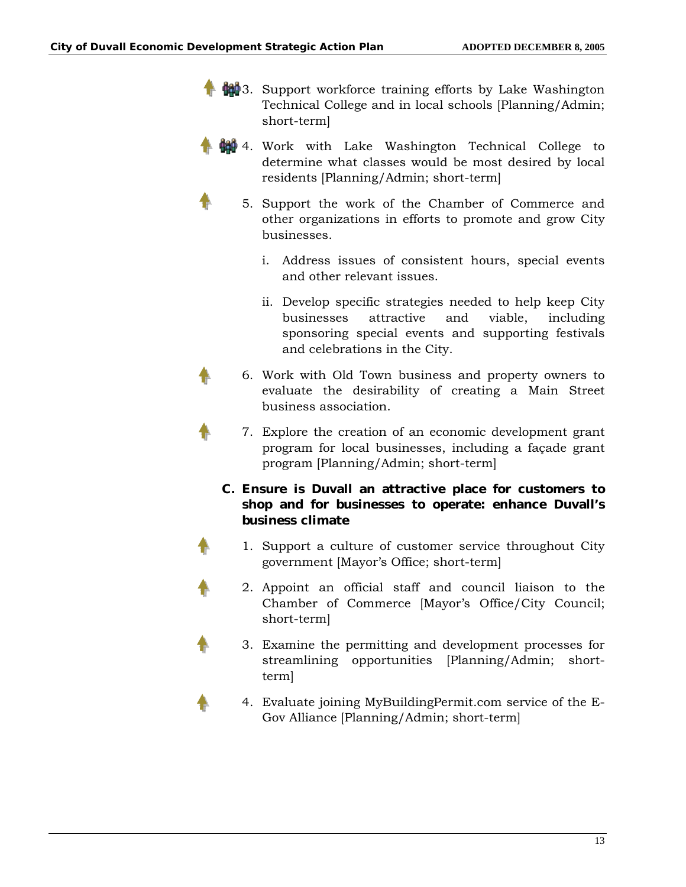3. Support workforce training efforts by Lake Washington Technical College and in local schools [Planning/Admin; short-term]

4. Work with Lake Washington Technical College to determine what classes would be most desired by local residents [Planning/Admin; short-term]

5. Support the work of the Chamber of Commerce and other organizations in efforts to promote and grow City businesses.

   i. Address issues of consistent hours, special events and other relevant issues.

   ii. Develop specific strategies needed to help keep City businesses attractive and viable, including sponsoring special events and supporting festivals and celebrations in the City.

6. Work with Old Town business and property owners to evaluate the desirability of creating a Main Street business association.

7. Explore the creation of an economic development grant program for local businesses, including a façade grant program [Planning/Admin; short-term]

**C. Ensure is Duvall an attractive place for customers to shop and for businesses to operate: enhance Duvall's business climate**

1. Support a culture of customer service throughout City government [Mayor's Office; short-term]

2. Appoint an official staff and council liaison to the Chamber of Commerce [Mayor's Office/City Council; short-term]

3. Examine the permitting and development processes for streamlining opportunities [Planning/Admin; short-term]

4. Evaluate joining MyBuildingPermit.com service of the E-Gov Alliance [Planning/Admin; short-term]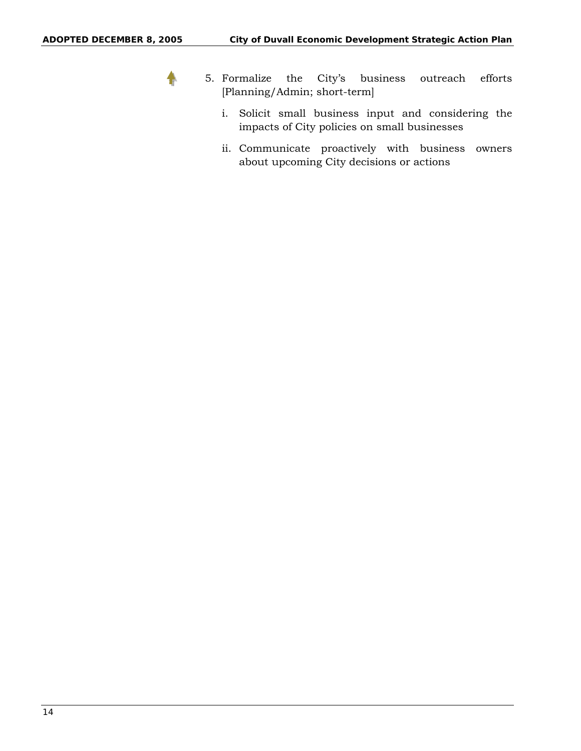5. Formalize the City's business outreach efforts [Planning/Admin; short-term]

   i. Solicit small business input and considering the impacts of City policies on small businesses

   ii. Communicate proactively with business owners about upcoming City decisions or actions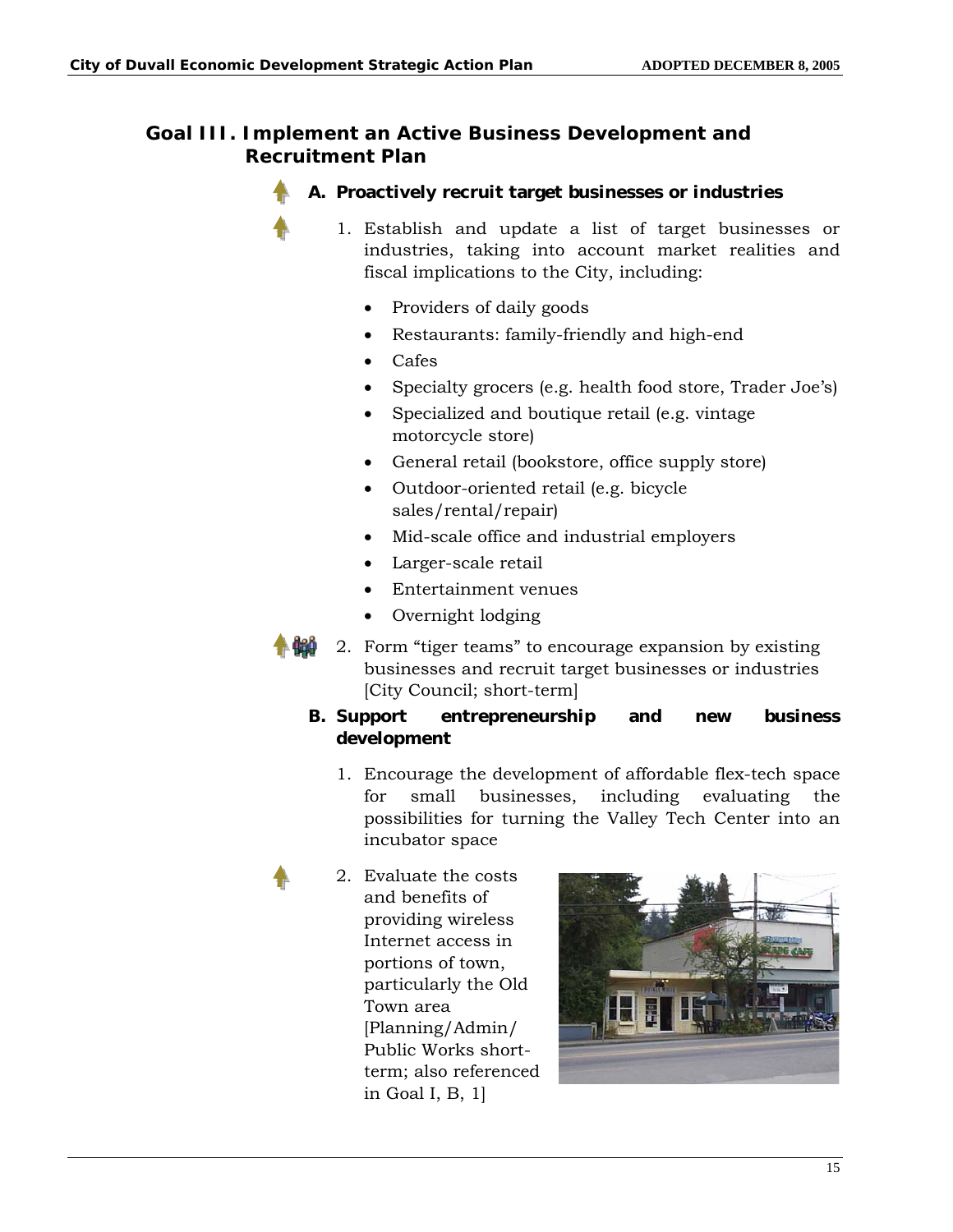## Goal III. Implement an Active Business Development and Recruitment Plan

### A. Proactively recruit target businesses or industries

1. Establish and update a list of target businesses or industries, taking into account market realities and fiscal implications to the City, including:
   - Providers of daily goods
   - Restaurants: family-friendly and high-end
   - Cafes
   - Specialty grocers (e.g. health food store, Trader Joe's)
   - Specialized and boutique retail (e.g. vintage motorcycle store)
   - General retail (bookstore, office supply store)
   - Outdoor-oriented retail (e.g. bicycle sales/rental/repair)
   - Mid-scale office and industrial employers
   - Larger-scale retail
   - Entertainment venues
   - Overnight lodging
2. Form "tiger teams" to encourage expansion by existing businesses and recruit target businesses or industries [City Council; short-term]

### B. Support entrepreneurship and new business development

1. Encourage the development of affordable flex-tech space for small businesses, including evaluating the possibilities for turning the Valley Tech Center into an incubator space
2. Evaluate the costs and benefits of providing wireless Internet access in portions of town, particularly the Old Town area [Planning/Admin/ Public Works short-term; also referenced in Goal I, B, 1]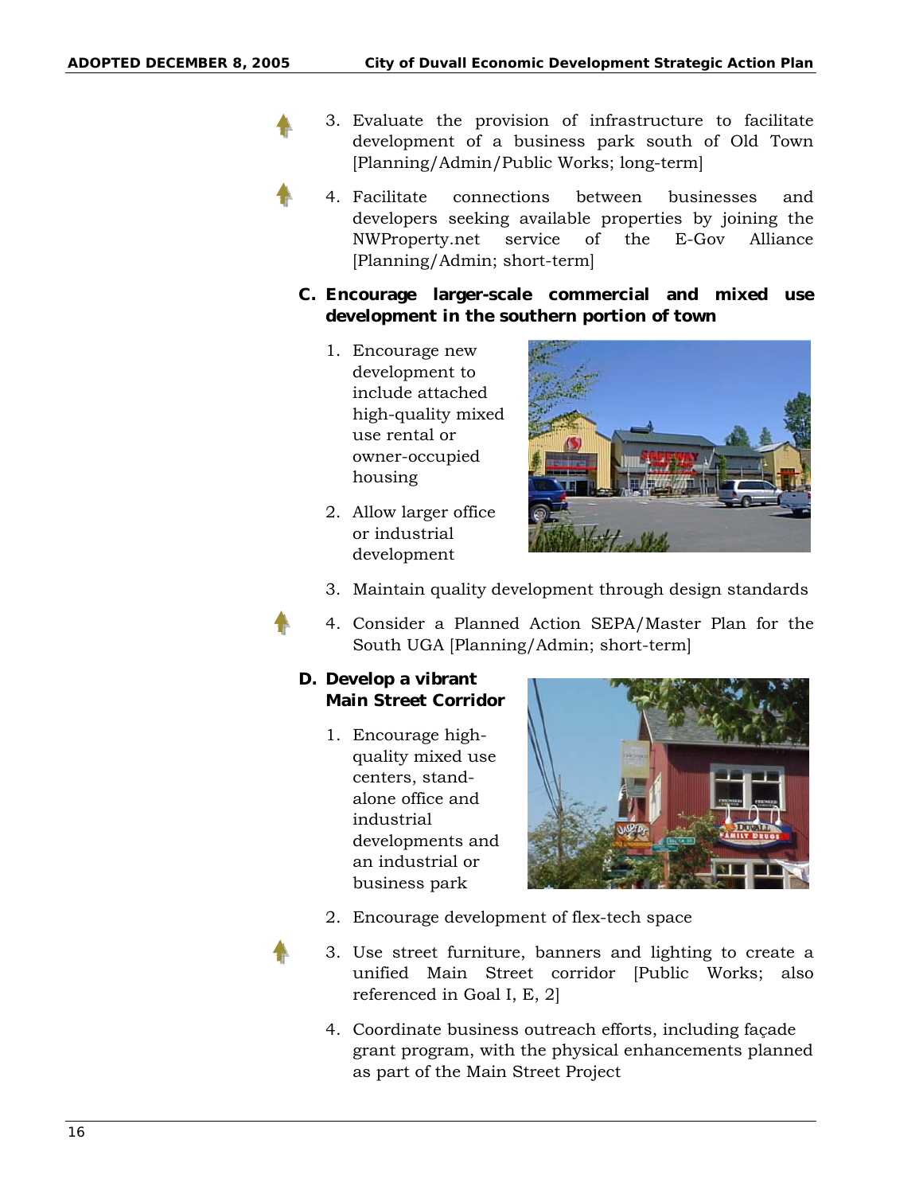3. Evaluate the provision of infrastructure to facilitate development of a business park south of Old Town [Planning/Admin/Public Works; long-term]

4. Facilitate connections between businesses and developers seeking available properties by joining the NWProperty.net service of the E-Gov Alliance [Planning/Admin; short-term]

**C. Encourage larger-scale commercial and mixed use development in the southern portion of town**

1. Encourage new development to include attached high-quality mixed use rental or owner-occupied housing
2. Allow larger office or industrial development
3. Maintain quality development through design standards
4. Consider a Planned Action SEPA/Master Plan for the South UGA [Planning/Admin; short-term]

**D. Develop a vibrant Main Street Corridor**

1. Encourage high-quality mixed use centers, stand-alone office and industrial developments and an industrial or business park
2. Encourage development of flex-tech space
3. Use street furniture, banners and lighting to create a unified Main Street corridor [Public Works; also referenced in Goal I, E, 2]
4. Coordinate business outreach efforts, including façade grant program, with the physical enhancements planned as part of the Main Street Project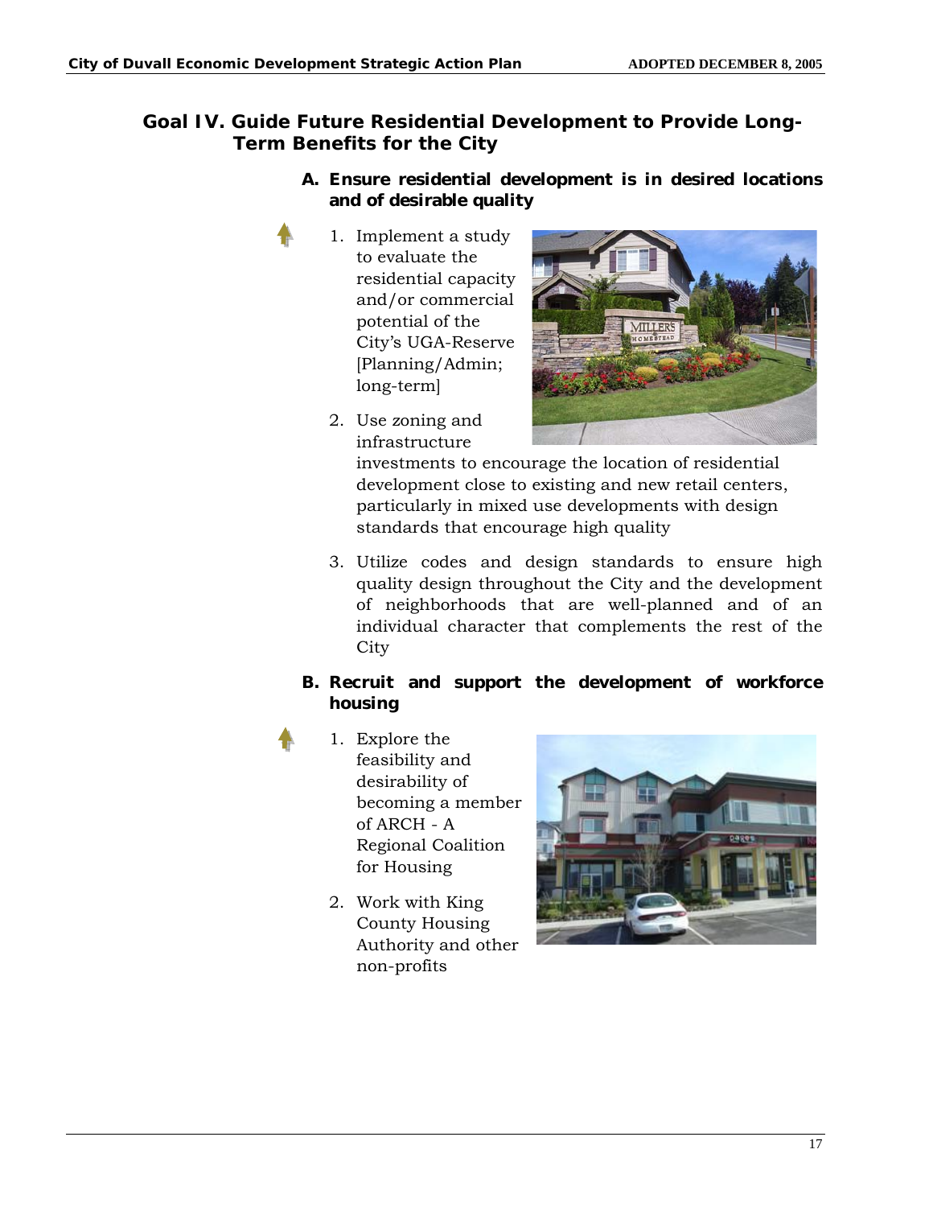## Goal IV. Guide Future Residential Development to Provide Long-Term Benefits for the City

### A. Ensure residential development is in desired locations and of desirable quality

1. Implement a study to evaluate the residential capacity and/or commercial potential of the City's UGA-Reserve [Planning/Admin; long-term]

2. Use zoning and infrastructure investments to encourage the location of residential development close to existing and new retail centers, particularly in mixed use developments with design standards that encourage high quality

3. Utilize codes and design standards to ensure high quality design throughout the City and the development of neighborhoods that are well-planned and of an individual character that complements the rest of the City

### B. Recruit and support the development of workforce housing

1. Explore the feasibility and desirability of becoming a member of ARCH - A Regional Coalition for Housing

2. Work with King County Housing Authority and other non-profits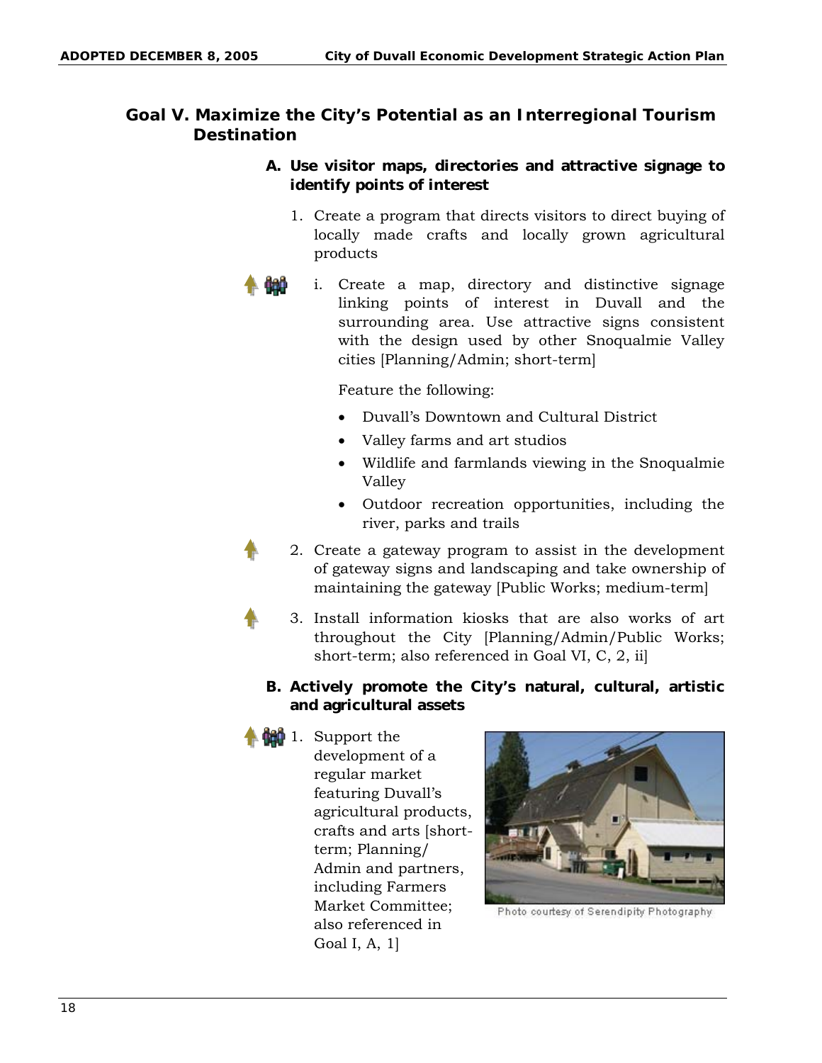## Goal V. Maximize the City's Potential as an Interregional Tourism Destination

### A. Use visitor maps, directories and attractive signage to identify points of interest

1. Create a program that directs visitors to direct buying of locally made crafts and locally grown agricultural products

   i. Create a map, directory and distinctive signage linking points of interest in Duvall and the surrounding area. Use attractive signs consistent with the design used by other Snoqualmie Valley cities [Planning/Admin; short-term]

   Feature the following:

   - Duvall's Downtown and Cultural District
   - Valley farms and art studios
   - Wildlife and farmlands viewing in the Snoqualmie Valley
   - Outdoor recreation opportunities, including the river, parks and trails

2. Create a gateway program to assist in the development of gateway signs and landscaping and take ownership of maintaining the gateway [Public Works; medium-term]

3. Install information kiosks that are also works of art throughout the City [Planning/Admin/Public Works; short-term; also referenced in Goal VI, C, 2, ii]

### B. Actively promote the City's natural, cultural, artistic and agricultural assets

1. Support the development of a regular market featuring Duvall's agricultural products, crafts and arts [short-term; Planning/ Admin and partners, including Farmers Market Committee; also referenced in Goal I, A, 1]

Photo courtesy of Serendipity Photography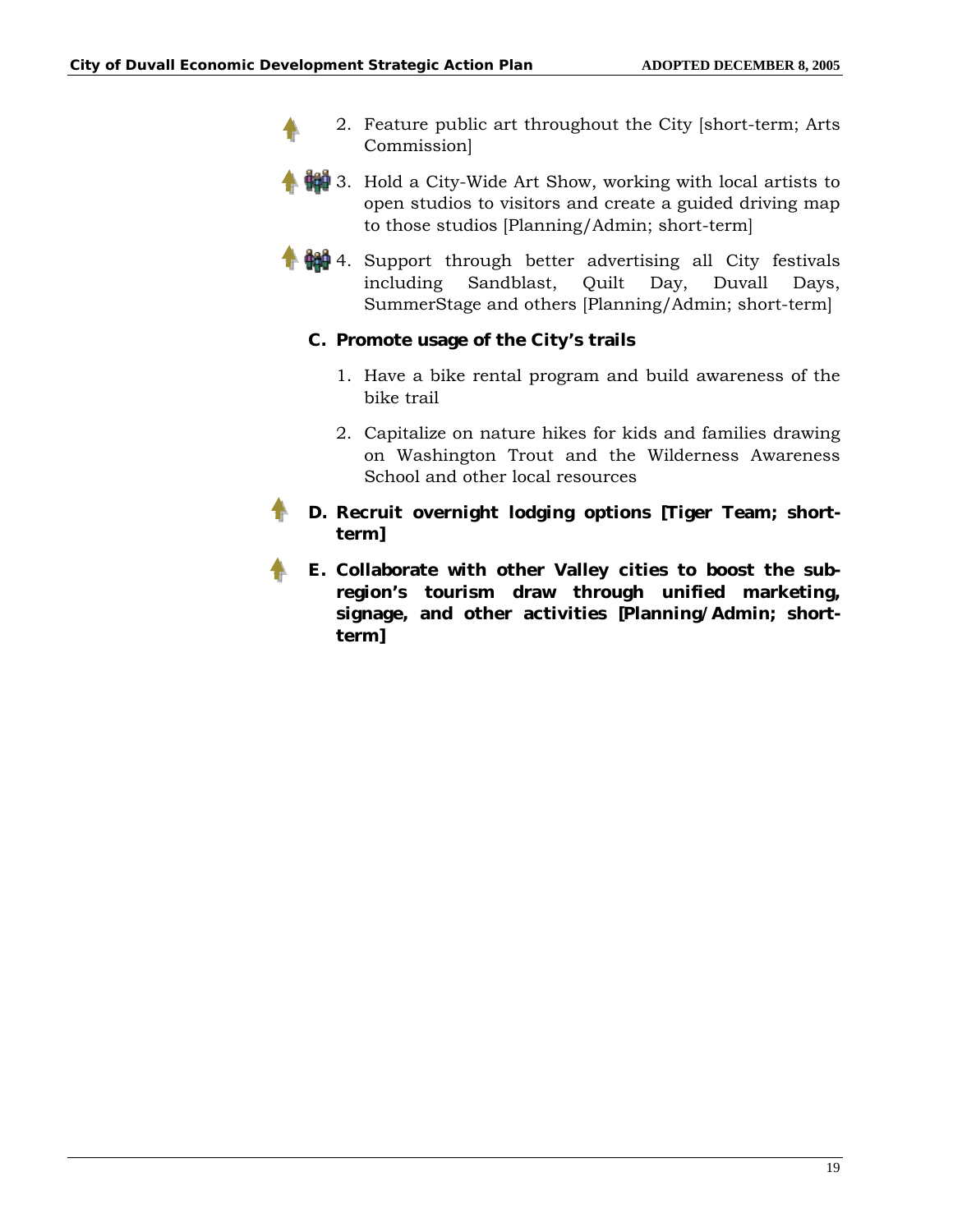2. Feature public art throughout the City [short-term; Arts Commission]

3. Hold a City-Wide Art Show, working with local artists to open studios to visitors and create a guided driving map to those studios [Planning/Admin; short-term]

4. Support through better advertising all City festivals including Sandblast, Quilt Day, Duvall Days, SummerStage and others [Planning/Admin; short-term]

**C. Promote usage of the City's trails**

1. Have a bike rental program and build awareness of the bike trail

2. Capitalize on nature hikes for kids and families drawing on Washington Trout and the Wilderness Awareness School and other local resources

**D. Recruit overnight lodging options [Tiger Team; short-term]**

**E. Collaborate with other Valley cities to boost the sub-region's tourism draw through unified marketing, signage, and other activities [Planning/Admin; short-term]**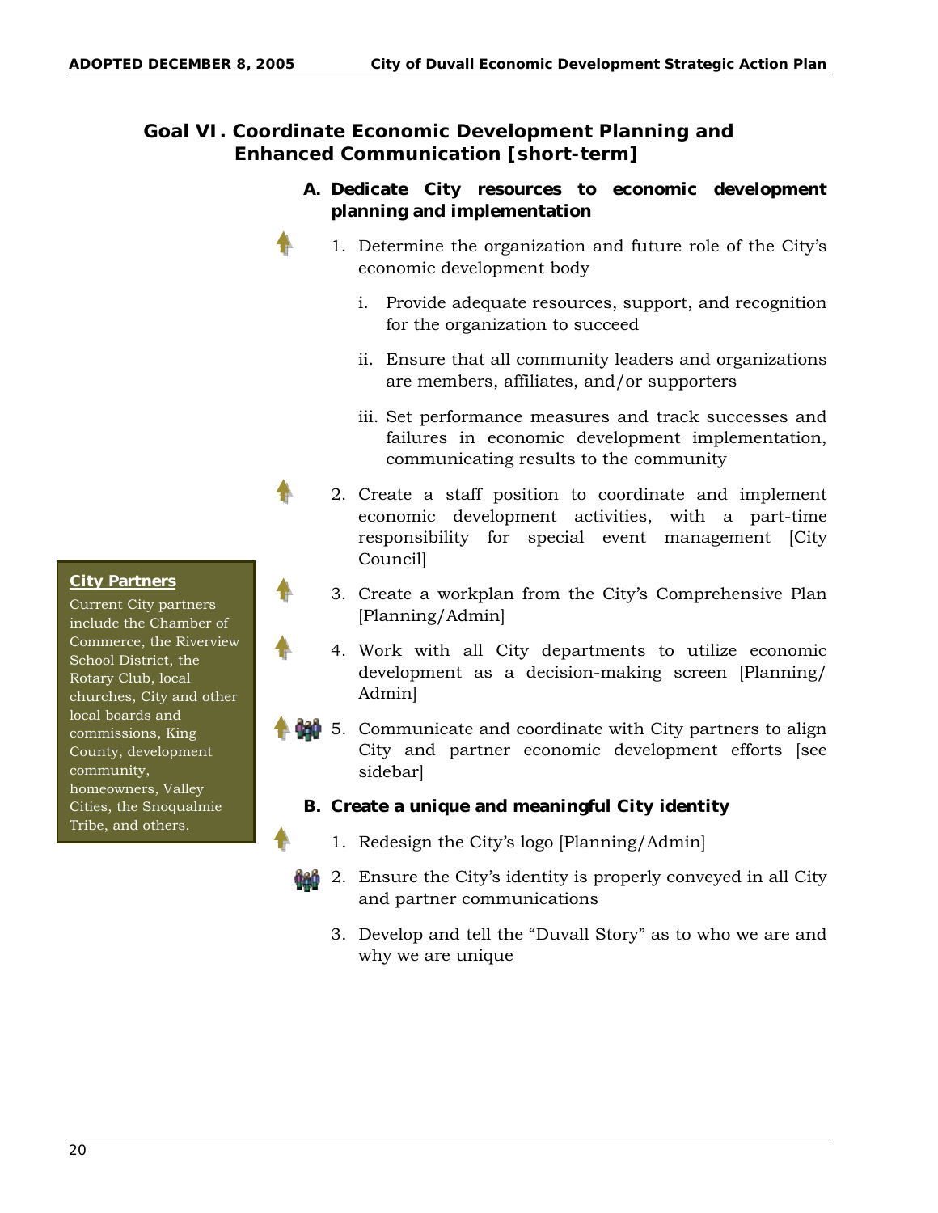## Goal VI. Coordinate Economic Development Planning and Enhanced Communication [short-term]

### A. Dedicate City resources to economic development planning and implementation

1. Determine the organization and future role of the City's economic development body
   - i. Provide adequate resources, support, and recognition for the organization to succeed
   - ii. Ensure that all community leaders and organizations are members, affiliates, and/or supporters
   - iii. Set performance measures and track successes and failures in economic development implementation, communicating results to the community
2. Create a staff position to coordinate and implement economic development activities, with a part-time responsibility for special event management [City Council]
3. Create a workplan from the City's Comprehensive Plan [Planning/Admin]
4. Work with all City departments to utilize economic development as a decision-making screen [Planning/Admin]
5. Communicate and coordinate with City partners to align City and partner economic development efforts [see sidebar]

> **City Partners**
>
> Current City partners include the Chamber of Commerce, the Riverview School District, the Rotary Club, local churches, City and other local boards and commissions, King County, development community, homeowners, Valley Cities, the Snoqualmie Tribe, and others.

### B. Create a unique and meaningful City identity

1. Redesign the City's logo [Planning/Admin]
2. Ensure the City's identity is properly conveyed in all City and partner communications
3. Develop and tell the "Duvall Story" as to who we are and why we are unique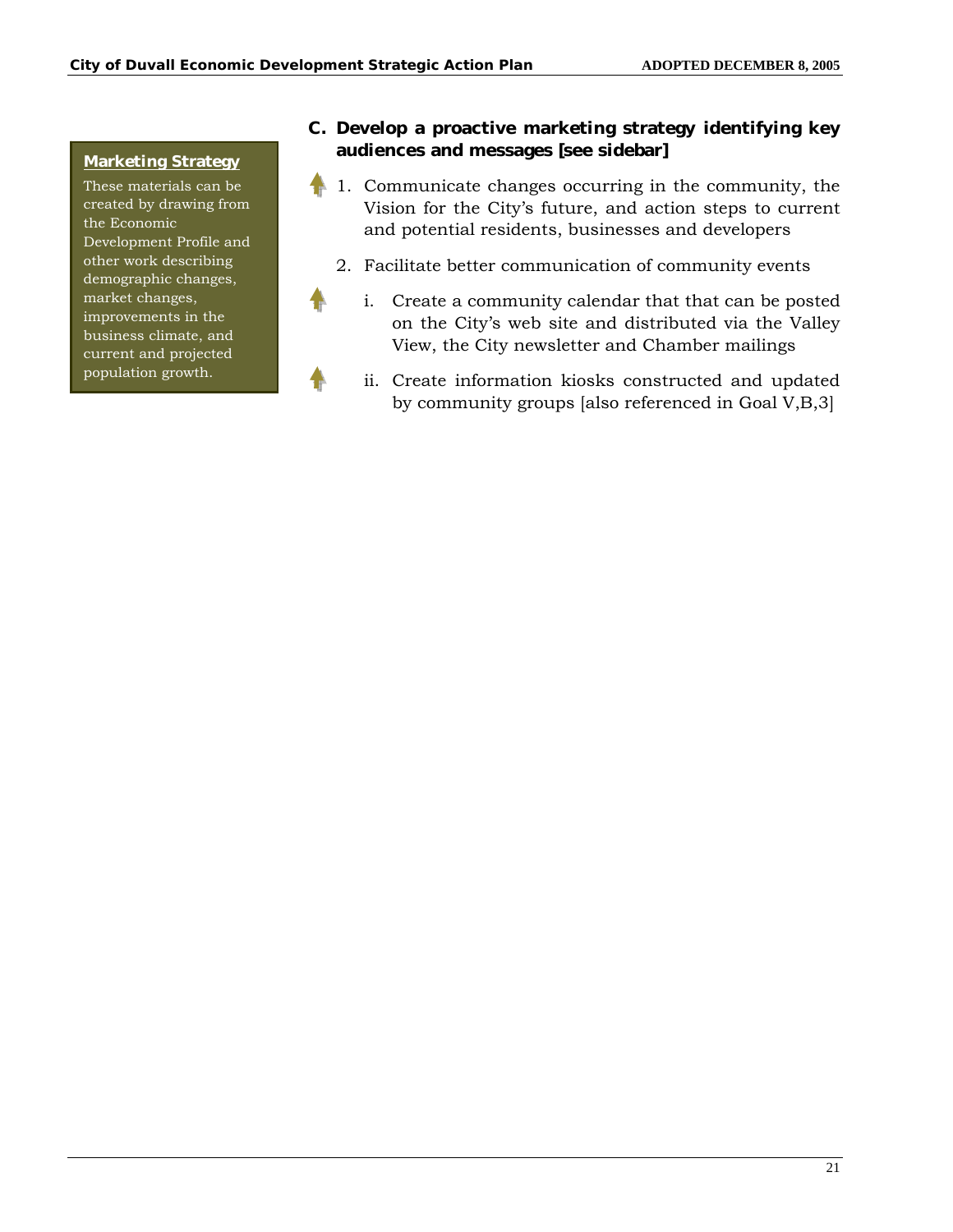**Marketing Strategy**

These materials can be created by drawing from the Economic Development Profile and other work describing demographic changes, market changes, improvements in the business climate, and current and projected population growth.

**C. Develop a proactive marketing strategy identifying key audiences and messages [see sidebar]**

1. Communicate changes occurring in the community, the Vision for the City's future, and action steps to current and potential residents, businesses and developers
2. Facilitate better communication of community events
   - i. Create a community calendar that that can be posted on the City's web site and distributed via the Valley View, the City newsletter and Chamber mailings
   - ii. Create information kiosks constructed and updated by community groups [also referenced in Goal V,B,3]